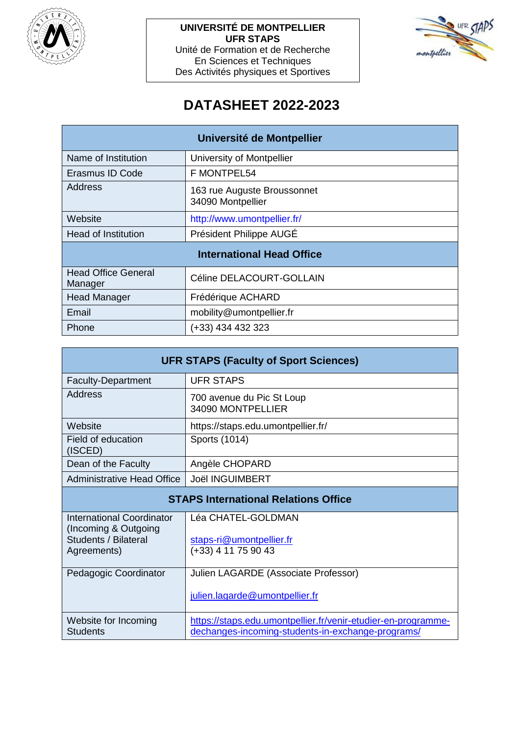**UNIVERSITÉ DE MONTPELLIER**
**UFR STAPS**
Unité de Formation et de Recherche
En Sciences et Techniques
Des Activités physiques et Sportives

# DATASHEET 2022-2023

| **Université de Montpellier** | |
|---|---|
| Name of Institution | University of Montpellier |
| Erasmus ID Code | F MONTPEL54 |
| Address | 163 rue Auguste Broussonnet<br>34090 Montpellier |
| Website | http://www.umontpellier.fr/ |
| Head of Institution | Président Philippe AUGÉ |
| **International Head Office** | |
| Head Office General Manager | Céline DELACOURT-GOLLAIN |
| Head Manager | Frédérique ACHARD |
| Email | mobility@umontpellier.fr |
| Phone | (+33) 434 432 323 |

| **UFR STAPS (Faculty of Sport Sciences)** | |
|---|---|
| Faculty-Department | UFR STAPS |
| Address | 700 avenue du Pic St Loup<br>34090 MONTPELLIER |
| Website | https://staps.edu.umontpellier.fr/ |
| Field of education (ISCED) | Sports (1014) |
| Dean of the Faculty | Angèle CHOPARD |
| Administrative Head Office | Joël INGUIMBERT |
| **STAPS International Relations Office** | |
| International Coordinator (Incoming & Outgoing Students / Bilateral Agreements) | Léa CHATEL-GOLDMAN<br><br>staps-ri@umontpellier.fr<br>(+33) 4 11 75 90 43 |
| Pedagogic Coordinator | Julien LAGARDE (Associate Professor)<br><br>julien.lagarde@umontpellier.fr |
| Website for Incoming Students | https://staps.edu.umontpellier.fr/venir-etudier-en-programme-dechanges-incoming-students-in-exchange-programs/ |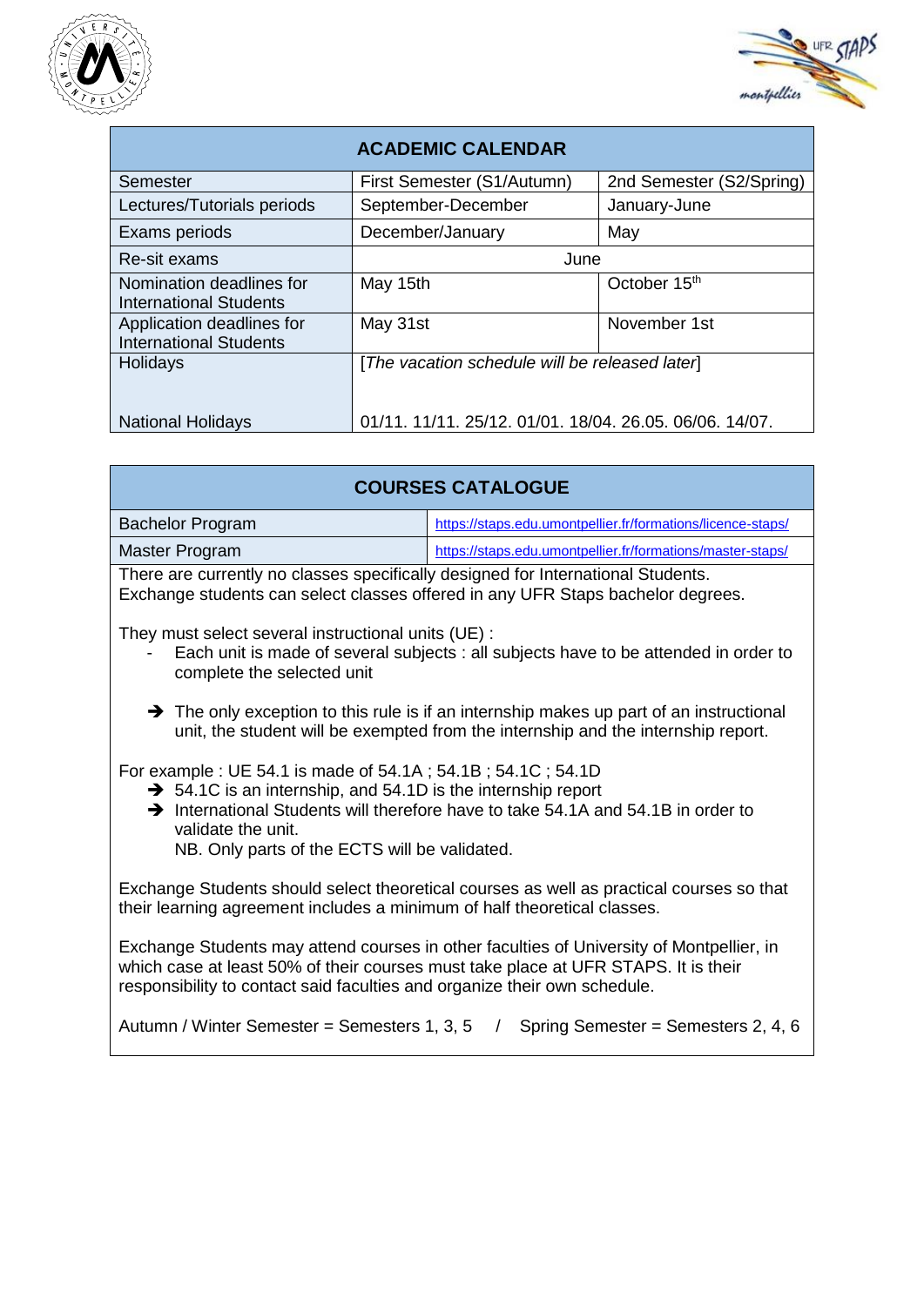| ACADEMIC CALENDAR | | |
|---|---|---|
| Semester | First Semester (S1/Autumn) | 2nd Semester (S2/Spring) |
| Lectures/Tutorials periods | September-December | January-June |
| Exams periods | December/January | May |
| Re-sit exams | June | |
| Nomination deadlines for International Students | May 15th | October 15th |
| Application deadlines for International Students | May 31st | November 1st |
| Holidays | *[The vacation schedule will be released later]* | |
| National Holidays | 01/11. 11/11. 25/12. 01/01. 18/04. 26.05. 06/06. 14/07. | |

## COURSES CATALOGUE

| Program | Link |
|---|---|
| Bachelor Program | https://staps.edu.umontpellier.fr/formations/licence-staps/ |
| Master Program | https://staps.edu.umontpellier.fr/formations/master-staps/ |

There are currently no classes specifically designed for International Students.
Exchange students can select classes offered in any UFR Staps bachelor degrees.

They must select several instructional units (UE) :

- Each unit is made of several subjects : all subjects have to be attended in order to complete the selected unit

➔ The only exception to this rule is if an internship makes up part of an instructional unit, the student will be exempted from the internship and the internship report.

For example : UE 54.1 is made of 54.1A ; 54.1B ; 54.1C ; 54.1D

➔ 54.1C is an internship, and 54.1D is the internship report

➔ International Students will therefore have to take 54.1A and 54.1B in order to validate the unit.
NB. Only parts of the ECTS will be validated.

Exchange Students should select theoretical courses as well as practical courses so that their learning agreement includes a minimum of half theoretical classes.

Exchange Students may attend courses in other faculties of University of Montpellier, in which case at least 50% of their courses must take place at UFR STAPS. It is their responsibility to contact said faculties and organize their own schedule.

Autumn / Winter Semester = Semesters 1, 3, 5 / Spring Semester = Semesters 2, 4, 6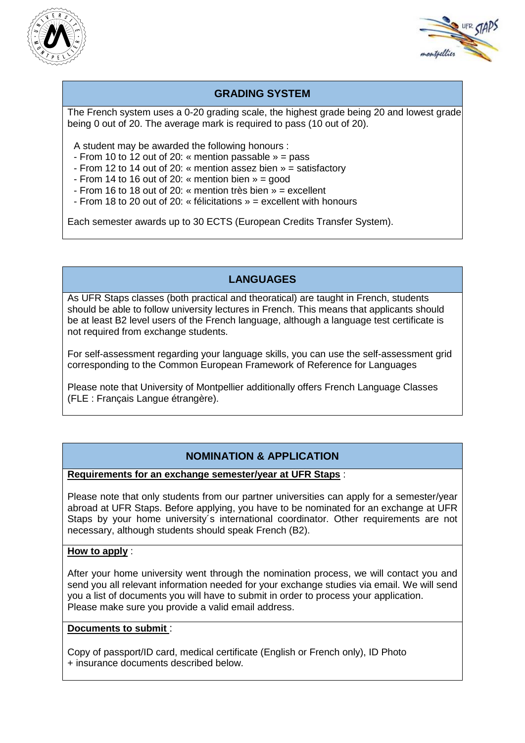## GRADING SYSTEM

The French system uses a 0-20 grading scale, the highest grade being 20 and lowest grade being 0 out of 20. The average mark is required to pass (10 out of 20).

A student may be awarded the following honours :

- From 10 to 12 out of 20: « mention passable » = pass
- From 12 to 14 out of 20: « mention assez bien » = satisfactory
- From 14 to 16 out of 20: « mention bien » = good
- From 16 to 18 out of 20: « mention très bien » = excellent
- From 18 to 20 out of 20: « félicitations » = excellent with honours

Each semester awards up to 30 ECTS (European Credits Transfer System).

## LANGUAGES

As UFR Staps classes (both practical and theoratical) are taught in French, students should be able to follow university lectures in French. This means that applicants should be at least B2 level users of the French language, although a language test certificate is not required from exchange students.

For self-assessment regarding your language skills, you can use the self-assessment grid corresponding to the Common European Framework of Reference for Languages

Please note that University of Montpellier additionally offers French Language Classes (FLE : Français Langue étrangère).

## NOMINATION & APPLICATION

**Requirements for an exchange semester/year at UFR Staps** :

Please note that only students from our partner universities can apply for a semester/year abroad at UFR Staps. Before applying, you have to be nominated for an exchange at UFR Staps by your home university´s international coordinator. Other requirements are not necessary, although students should speak French (B2).

**How to apply** :

After your home university went through the nomination process, we will contact you and send you all relevant information needed for your exchange studies via email. We will send you a list of documents you will have to submit in order to process your application. Please make sure you provide a valid email address.

**Documents to submit** :

Copy of passport/ID card, medical certificate (English or French only), ID Photo
+ insurance documents described below.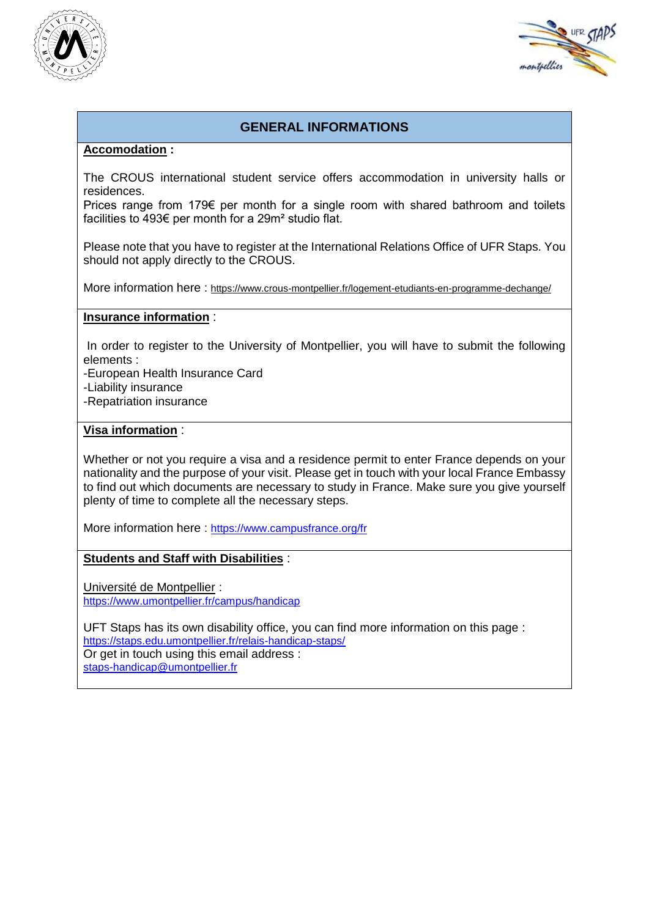## GENERAL INFORMATIONS

**Accomodation :**

The CROUS international student service offers accommodation in university halls or residences.
Prices range from 179€ per month for a single room with shared bathroom and toilets facilities to 493€ per month for a 29m² studio flat.

Please note that you have to register at the International Relations Office of UFR Staps. You should not apply directly to the CROUS.

More information here : https://www.crous-montpellier.fr/logement-etudiants-en-programme-dechange/

**Insurance information** :

In order to register to the University of Montpellier, you will have to submit the following elements :
-European Health Insurance Card
-Liability insurance
-Repatriation insurance

**Visa information** :

Whether or not you require a visa and a residence permit to enter France depends on your nationality and the purpose of your visit. Please get in touch with your local France Embassy to find out which documents are necessary to study in France. Make sure you give yourself plenty of time to complete all the necessary steps.

More information here : https://www.campusfrance.org/fr

**Students and Staff with Disabilities** :

Université de Montpellier :
https://www.umontpellier.fr/campus/handicap

UFT Staps has its own disability office, you can find more information on this page :
https://staps.edu.umontpellier.fr/relais-handicap-staps/
Or get in touch using this email address :
staps-handicap@umontpellier.fr